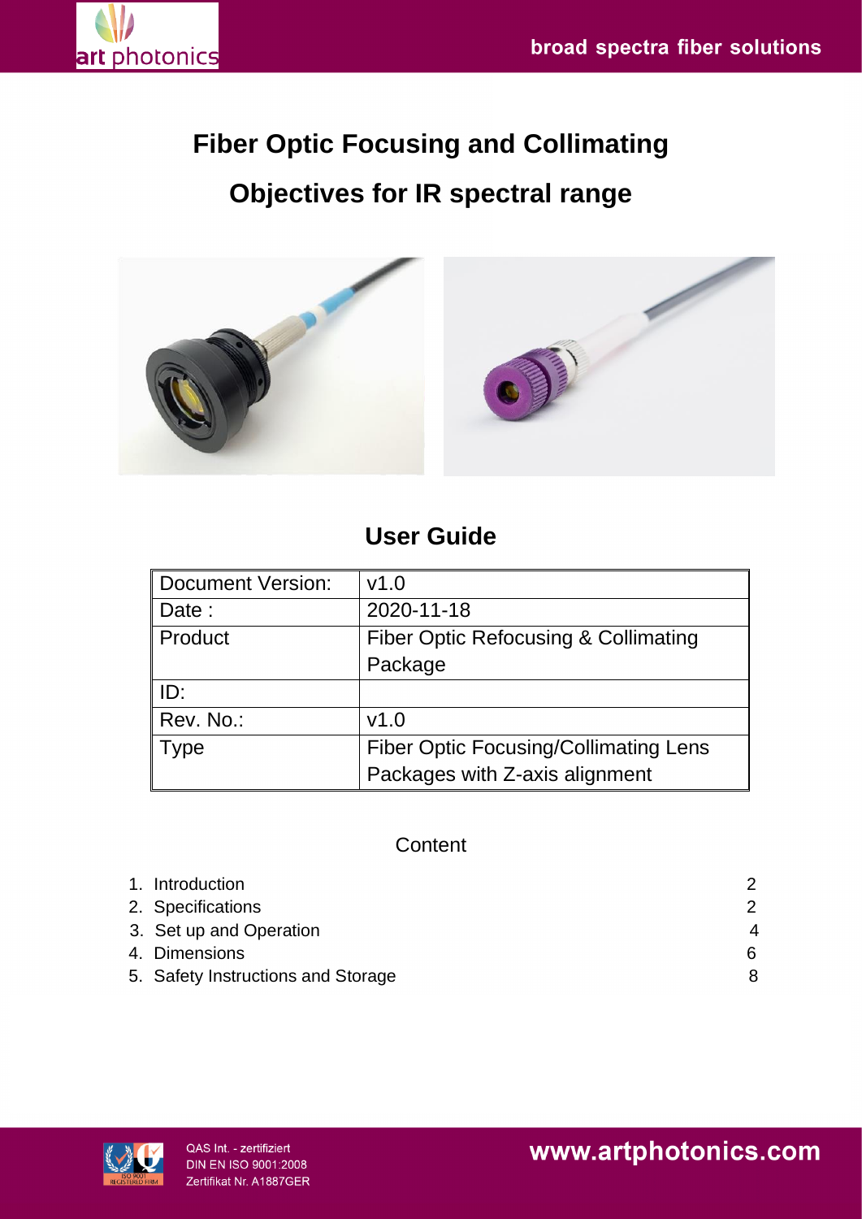# Fiber Optic Focusing and Collimating Objectives for IR spectral range

## User Guide

| Document Version: | v1.0 |
|---|---|
| Date : | 2020-11-18 |
| Product | Fiber Optic Refocusing & Collimating Package |
| ID: | |
| Rev. No.: | v1.0 |
| Type | Fiber Optic Focusing/Collimating Lens Packages with Z-axis alignment |

Content

1. Introduction 2
2. Specifications 2
3. Set up and Operation 4
4. Dimensions 6
5. Safety Instructions and Storage 8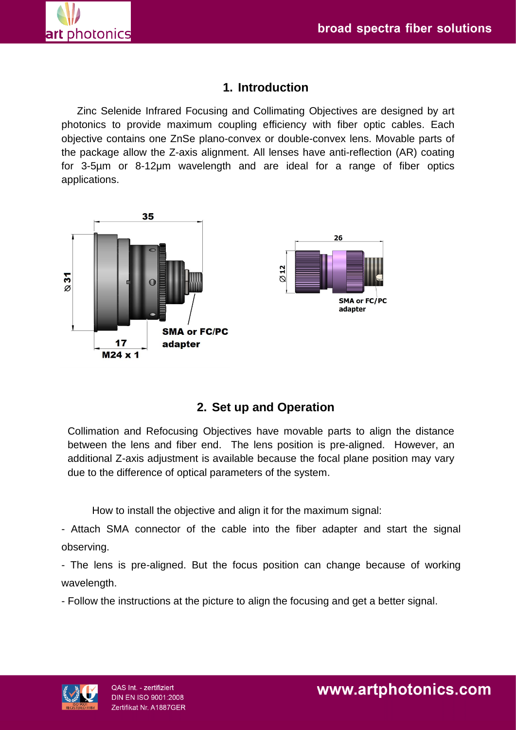## 1. Introduction

Zinc Selenide Infrared Focusing and Collimating Objectives are designed by art photonics to provide maximum coupling efficiency with fiber optic cables. Each objective contains one ZnSe plano-convex or double-convex lens. Movable parts of the package allow the Z-axis alignment. All lenses have anti-reflection (AR) coating for 3-5µm or 8-12µm wavelength and are ideal for a range of fiber optics applications.

35

Ø 31

17

M24 x 1

SMA or FC/PC adapter

26

Ø 12

SMA or FC/PC adapter

## 2. Set up and Operation

Collimation and Refocusing Objectives have movable parts to align the distance between the lens and fiber end. The lens position is pre-aligned. However, an additional Z-axis adjustment is available because the focal plane position may vary due to the difference of optical parameters of the system.

How to install the objective and align it for the maximum signal:

- Attach SMA connector of the cable into the fiber adapter and start the signal observing.
- The lens is pre-aligned. But the focus position can change because of working wavelength.
- Follow the instructions at the picture to align the focusing and get a better signal.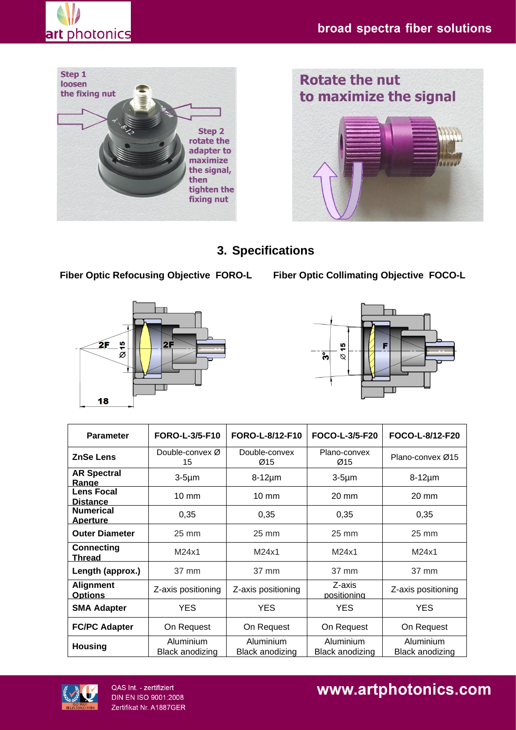## 3. Specifications

**Fiber Optic Refocusing Objective FORO-L**

**Fiber Optic Collimating Objective FOCO-L**

| Parameter | FORO-L-3/5-F10 | FORO-L-8/12-F10 | FOCO-L-3/5-F20 | FOCO-L-8/12-F20 |
|---|---|---|---|---|
| **ZnSe Lens** | Double-convex Ø 15 | Double-convex Ø15 | Plano-convex Ø15 | Plano-convex Ø15 |
| **AR Spectral Range** | 3-5µm | 8-12µm | 3-5µm | 8-12µm |
| **Lens Focal Distance** | 10 mm | 10 mm | 20 mm | 20 mm |
| **Numerical Aperture** | 0,35 | 0,35 | 0,35 | 0,35 |
| **Outer Diameter** | 25 mm | 25 mm | 25 mm | 25 mm |
| **Connecting Thread** | M24x1 | M24x1 | M24x1 | M24x1 |
| **Length (approx.)** | 37 mm | 37 mm | 37 mm | 37 mm |
| **Alignment Options** | Z-axis positioning | Z-axis positioning | Z-axis positioning | Z-axis positioning |
| **SMA Adapter** | YES | YES | YES | YES |
| **FC/PC Adapter** | On Request | On Request | On Request | On Request |
| **Housing** | Aluminium Black anodizing | Aluminium Black anodizing | Aluminium Black anodizing | Aluminium Black anodizing |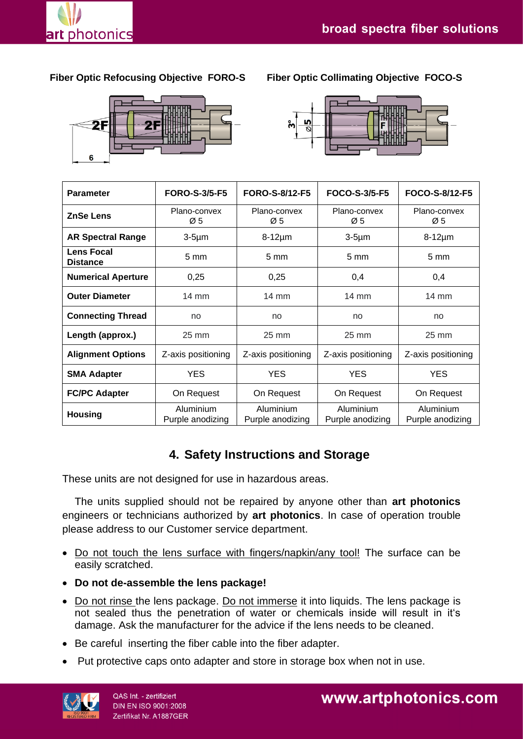**Fiber Optic Refocusing Objective FORO-S**

2F

2F

6

**Fiber Optic Collimating Objective FOCO-S**

3°

Ø 5

F

| Parameter | FORO-S-3/5-F5 | FORO-S-8/12-F5 | FOCO-S-3/5-F5 | FOCO-S-8/12-F5 |
|---|---|---|---|---|
| **ZnSe Lens** | Plano-convex Ø 5 | Plano-convex Ø 5 | Plano-convex Ø 5 | Plano-convex Ø 5 |
| **AR Spectral Range** | 3-5µm | 8-12µm | 3-5µm | 8-12µm |
| **Lens Focal Distance** | 5 mm | 5 mm | 5 mm | 5 mm |
| **Numerical Aperture** | 0,25 | 0,25 | 0,4 | 0,4 |
| **Outer Diameter** | 14 mm | 14 mm | 14 mm | 14 mm |
| **Connecting Thread** | no | no | no | no |
| **Length (approx.)** | 25 mm | 25 mm | 25 mm | 25 mm |
| **Alignment Options** | Z-axis positioning | Z-axis positioning | Z-axis positioning | Z-axis positioning |
| **SMA Adapter** | YES | YES | YES | YES |
| **FC/PC Adapter** | On Request | On Request | On Request | On Request |
| **Housing** | Aluminium Purple anodizing | Aluminium Purple anodizing | Aluminium Purple anodizing | Aluminium Purple anodizing |

## 4. Safety Instructions and Storage

These units are not designed for use in hazardous areas.

The units supplied should not be repaired by anyone other than **art photonics** engineers or technicians authorized by **art photonics**. In case of operation trouble please address to our Customer service department.

- Do not touch the lens surface with fingers/napkin/any tool! The surface can be easily scratched.
- **Do not de-assemble the lens package!**
- Do not rinse the lens package. Do not immerse it into liquids. The lens package is not sealed thus the penetration of water or chemicals inside will result in it's damage. Ask the manufacturer for the advice if the lens needs to be cleaned.
- Be careful inserting the fiber cable into the fiber adapter.
- Put protective caps onto adapter and store in storage box when not in use.